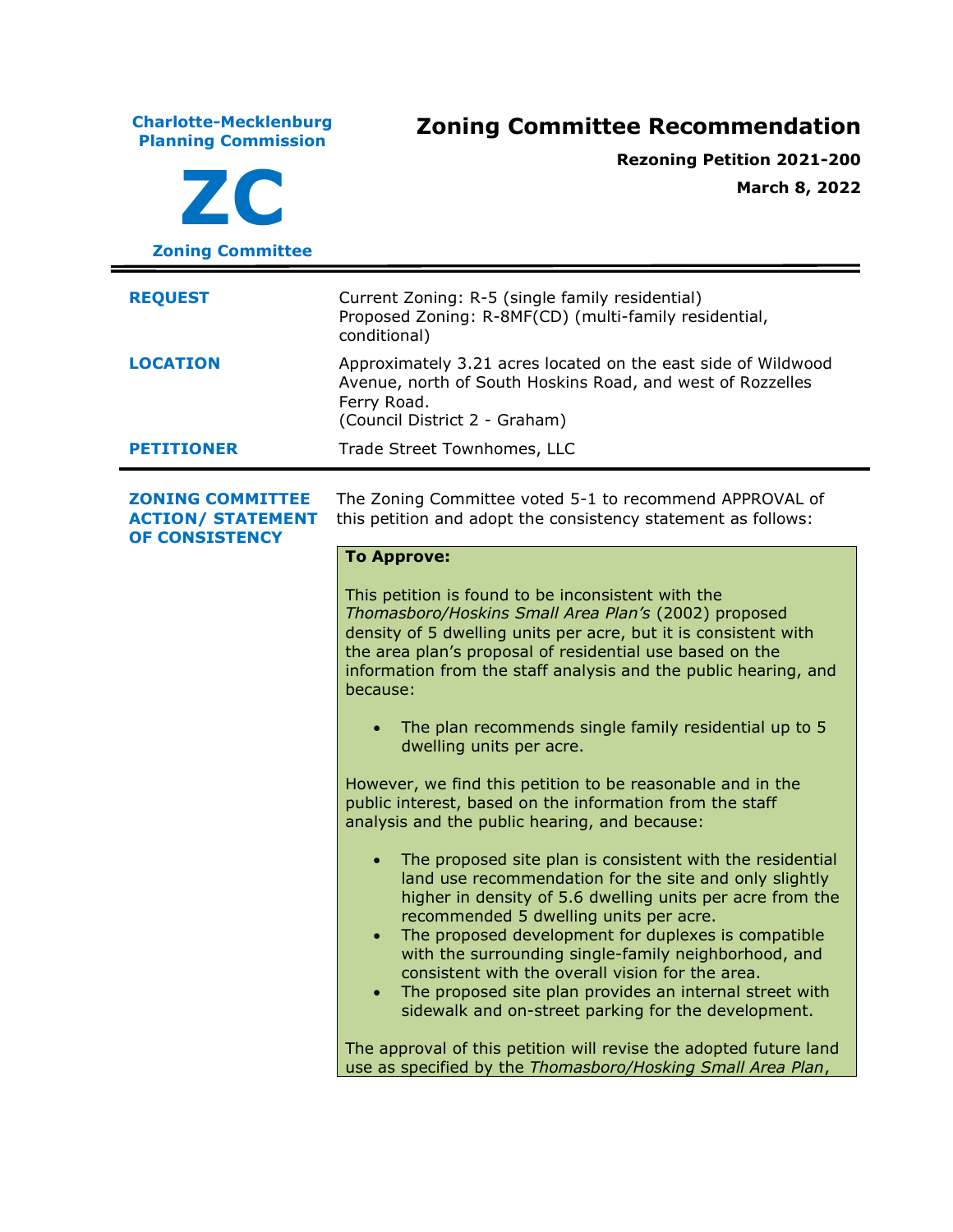**Charlote-Mecklenburg Planning Commission**

# ZC

**Zoning Committee**

# Zoning Committee Recommendation

**Rezoning Petition 2021-200**

**March 8, 2022**

| | |
|---|---|
| **REQUEST** | Current Zoning: R-5 (single family residential)<br>Proposed Zoning: R-8MF(CD) (multi-family residential, conditional) |
| **LOCATION** | Approximately 3.21 acres located on the east side of Wildwood Avenue, north of South Hoskins Road, and west of Rozzelles Ferry Road.<br>(Council District 2 - Graham) |
| **PETITIONER** | Trade Street Townhomes, LLC |

**ZONING COMMITTEE ACTION/ STATEMENT OF CONSISTENCY**

The Zoning Committee voted 5-1 to recommend APPROVAL of this petition and adopt the consistency statement as follows:

**To Approve:**

This petition is found to be inconsistent with the *Thomasboro/Hoskins Small Area Plan's* (2002) proposed density of 5 dwelling units per acre, but it is consistent with the area plan's proposal of residential use based on the information from the staff analysis and the public hearing, and because:

- The plan recommends single family residential up to 5 dwelling units per acre.

However, we find this petition to be reasonable and in the public interest, based on the information from the staff analysis and the public hearing, and because:

- The proposed site plan is consistent with the residential land use recommendation for the site and only slightly higher in density of 5.6 dwelling units per acre from the recommended 5 dwelling units per acre.
- The proposed development for duplexes is compatible with the surrounding single-family neighborhood, and consistent with the overall vision for the area.
- The proposed site plan provides an internal street with sidewalk and on-street parking for the development.

The approval of this petition will revise the adopted future land use as specified by the *Thomasboro/Hosking Small Area Plan*,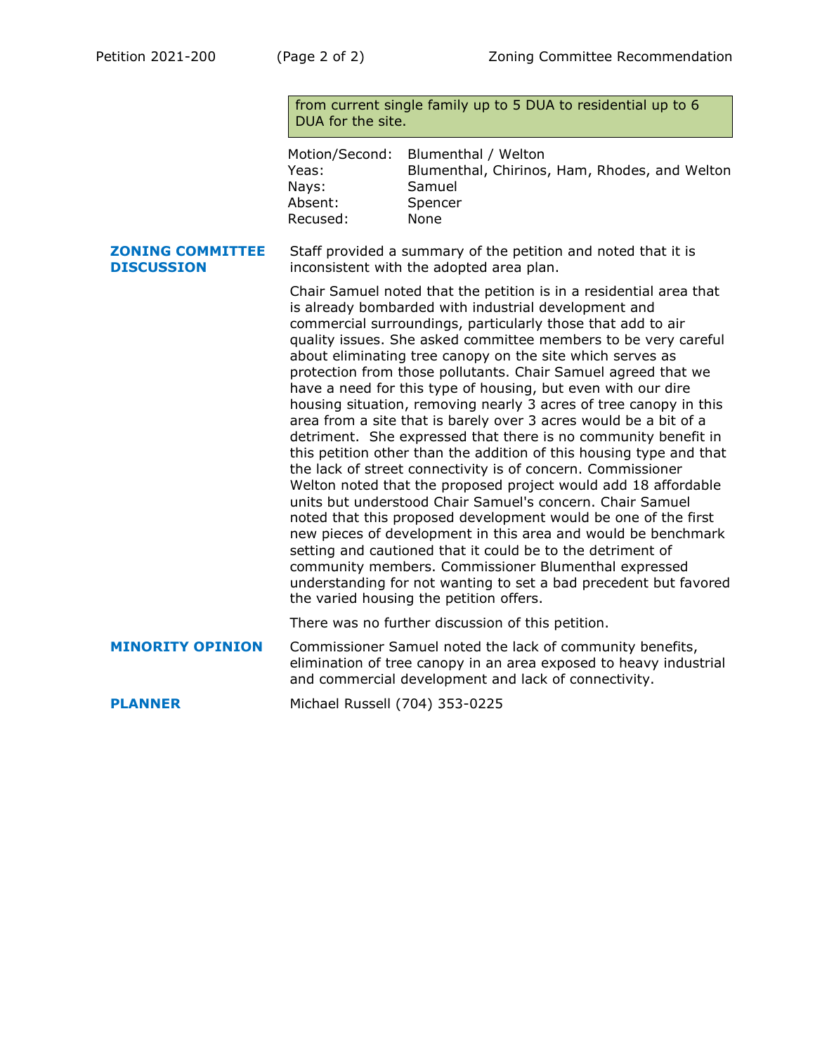from current single family up to 5 DUA to residential up to 6 DUA for the site.

| | |
|---|---|
| Motion/Second: | Blumenthal / Welton |
| Yeas: | Blumenthal, Chirinos, Ham, Rhodes, and Welton |
| Nays: | Samuel |
| Absent: | Spencer |
| Recused: | None |

**ZONING COMMITTEE DISCUSSION**

Staff provided a summary of the petition and noted that it is inconsistent with the adopted area plan.

Chair Samuel noted that the petition is in a residential area that is already bombarded with industrial development and commercial surroundings, particularly those that add to air quality issues. She asked committee members to be very careful about eliminating tree canopy on the site which serves as protection from those pollutants. Chair Samuel agreed that we have a need for this type of housing, but even with our dire housing situation, removing nearly 3 acres of tree canopy in this area from a site that is barely over 3 acres would be a bit of a detriment. She expressed that there is no community benefit in this petition other than the addition of this housing type and that the lack of street connectivity is of concern. Commissioner Welton noted that the proposed project would add 18 affordable units but understood Chair Samuel's concern. Chair Samuel noted that this proposed development would be one of the first new pieces of development in this area and would be benchmark setting and cautioned that it could be to the detriment of community members. Commissioner Blumenthal expressed understanding for not wanting to set a bad precedent but favored the varied housing the petition offers.

There was no further discussion of this petition.

**MINORITY OPINION**

Commissioner Samuel noted the lack of community benefits, elimination of tree canopy in an area exposed to heavy industrial and commercial development and lack of connectivity.

**PLANNER**

Michael Russell (704) 353-0225